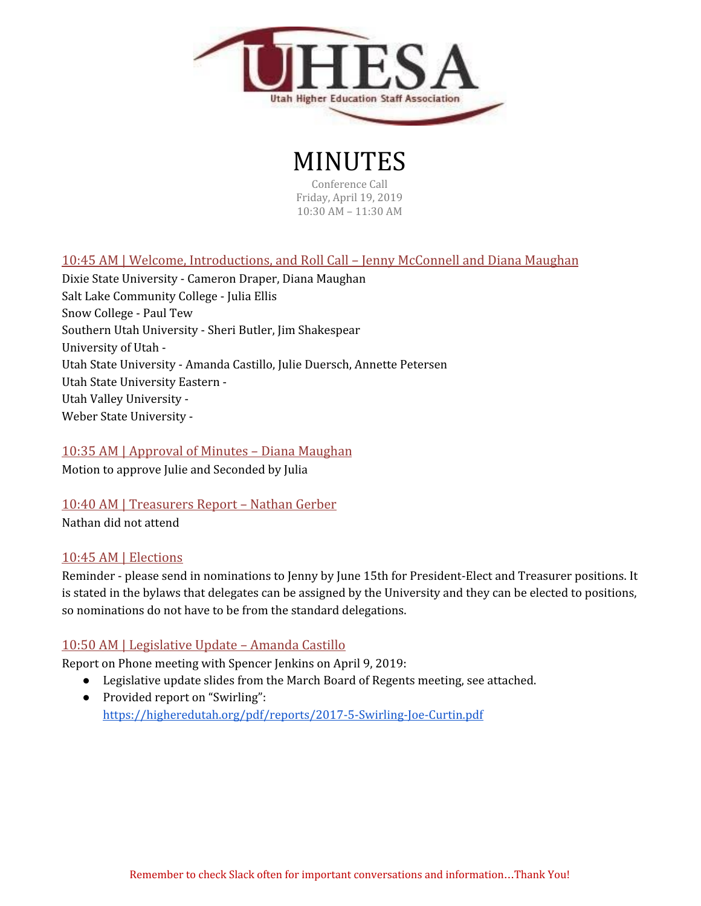# MINUTES

Conference Call
Friday, April 19, 2019
10:30 AM – 11:30 AM

## 10:45 AM | Welcome, Introductions, and Roll Call – Jenny McConnell and Diana Maughan

Dixie State University - Cameron Draper, Diana Maughan
Salt Lake Community College - Julia Ellis
Snow College - Paul Tew
Southern Utah University - Sheri Butler, Jim Shakespear
University of Utah -
Utah State University - Amanda Castillo, Julie Duersch, Annette Petersen
Utah State University Eastern -
Utah Valley University -
Weber State University -

## 10:35 AM | Approval of Minutes – Diana Maughan

Motion to approve Julie and Seconded by Julia

## 10:40 AM | Treasurers Report – Nathan Gerber

Nathan did not attend

## 10:45 AM | Elections

Reminder - please send in nominations to Jenny by June 15th for President-Elect and Treasurer positions. It is stated in the bylaws that delegates can be assigned by the University and they can be elected to positions, so nominations do not have to be from the standard delegations.

## 10:50 AM | Legislative Update – Amanda Castillo

Report on Phone meeting with Spencer Jenkins on April 9, 2019:

- Legislative update slides from the March Board of Regents meeting, see attached.
- Provided report on "Swirling": https://higheredutah.org/pdf/reports/2017-5-Swirling-Joe-Curtin.pdf

Remember to check Slack often for important conversations and information…Thank You!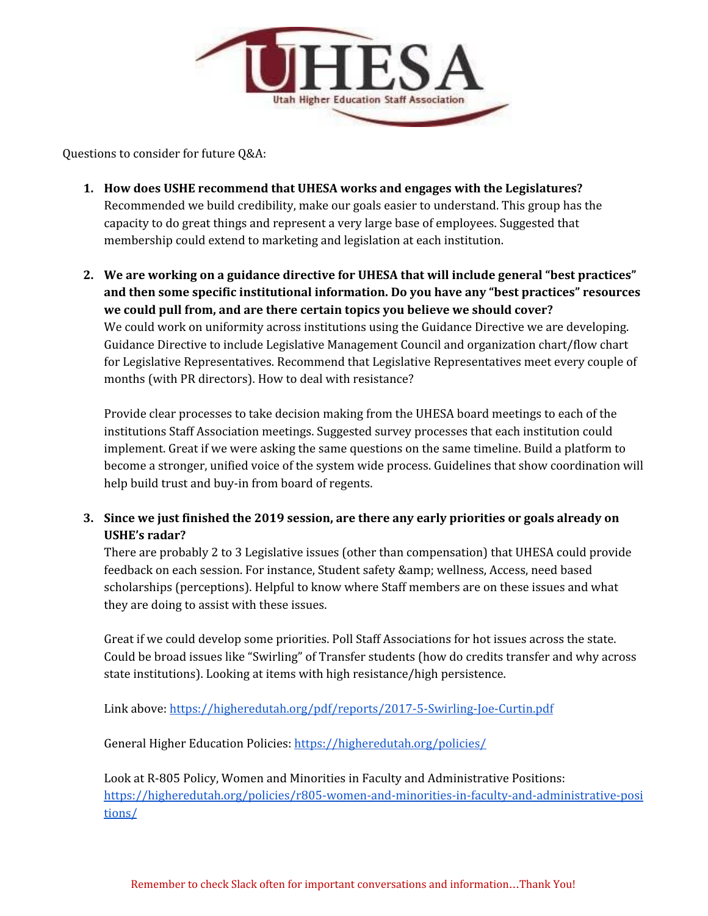Questions to consider for future Q&A:

1. **How does USHE recommend that UHESA works and engages with the Legislatures?**
   Recommended we build credibility, make our goals easier to understand. This group has the capacity to do great things and represent a very large base of employees. Suggested that membership could extend to marketing and legislation at each institution.

2. **We are working on a guidance directive for UHESA that will include general "best practices" and then some specific institutional information. Do you have any "best practices" resources we could pull from, and are there certain topics you believe we should cover?**
   We could work on uniformity across institutions using the Guidance Directive we are developing. Guidance Directive to include Legislative Management Council and organization chart/flow chart for Legislative Representatives. Recommend that Legislative Representatives meet every couple of months (with PR directors). How to deal with resistance?

   Provide clear processes to take decision making from the UHESA board meetings to each of the institutions Staff Association meetings. Suggested survey processes that each institution could implement. Great if we were asking the same questions on the same timeline. Build a platform to become a stronger, unified voice of the system wide process. Guidelines that show coordination will help build trust and buy-in from board of regents.

3. **Since we just finished the 2019 session, are there any early priorities or goals already on USHE's radar?**
   There are probably 2 to 3 Legislative issues (other than compensation) that UHESA could provide feedback on each session. For instance, Student safety &amp; wellness, Access, need based scholarships (perceptions). Helpful to know where Staff members are on these issues and what they are doing to assist with these issues.

   Great if we could develop some priorities. Poll Staff Associations for hot issues across the state. Could be broad issues like "Swirling" of Transfer students (how do credits transfer and why across state institutions). Looking at items with high resistance/high persistence.

   Link above: https://higheredutah.org/pdf/reports/2017-5-Swirling-Joe-Curtin.pdf

   General Higher Education Policies: https://higheredutah.org/policies/

   Look at R-805 Policy, Women and Minorities in Faculty and Administrative Positions: https://higheredutah.org/policies/r805-women-and-minorities-in-faculty-and-administrative-positions/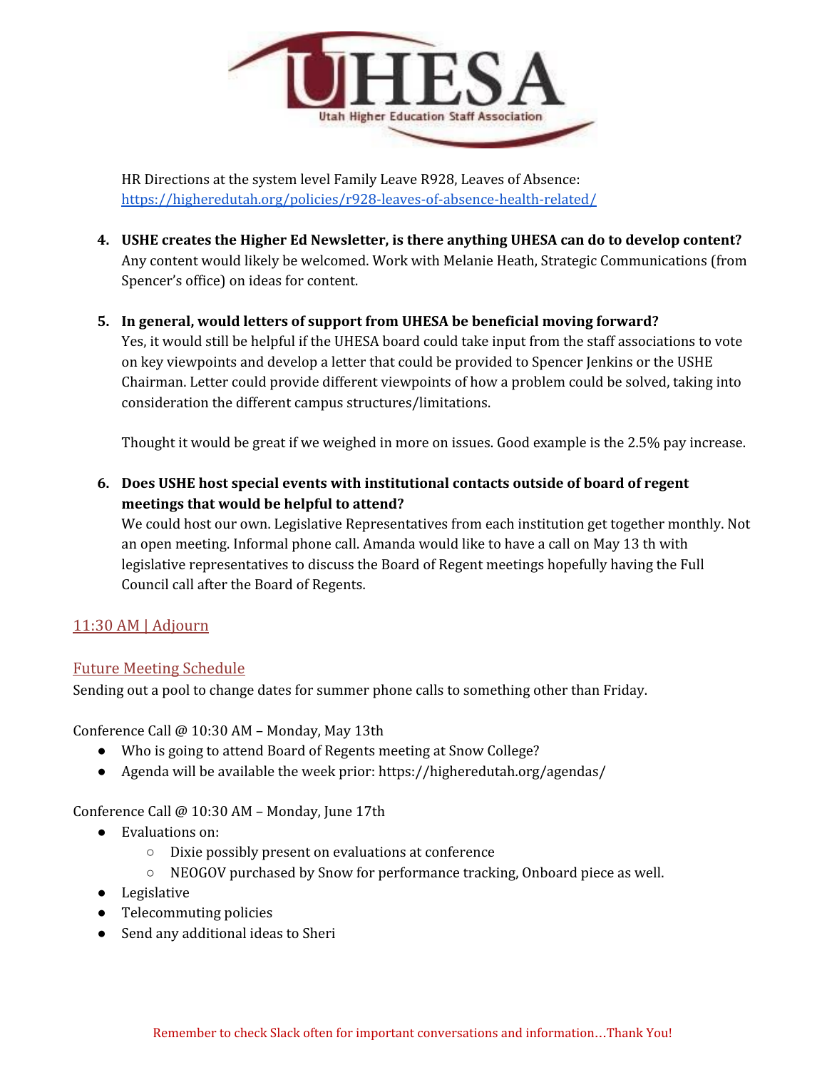HR Directions at the system level Family Leave R928, Leaves of Absence: https://higheredutah.org/policies/r928-leaves-of-absence-health-related/

4. **USHE creates the Higher Ed Newsletter, is there anything UHESA can do to develop content?**
   Any content would likely be welcomed. Work with Melanie Heath, Strategic Communications (from Spencer's office) on ideas for content.

5. **In general, would letters of support from UHESA be beneficial moving forward?**
   Yes, it would still be helpful if the UHESA board could take input from the staff associations to vote on key viewpoints and develop a letter that could be provided to Spencer Jenkins or the USHE Chairman. Letter could provide different viewpoints of how a problem could be solved, taking into consideration the different campus structures/limitations.

   Thought it would be great if we weighed in more on issues. Good example is the 2.5% pay increase.

6. **Does USHE host special events with institutional contacts outside of board of regent meetings that would be helpful to attend?**
   We could host our own. Legislative Representatives from each institution get together monthly. Not an open meeting. Informal phone call. Amanda would like to have a call on May 13 th with legislative representatives to discuss the Board of Regent meetings hopefully having the Full Council call after the Board of Regents.

## 11:30 AM | Adjourn

## Future Meeting Schedule

Sending out a pool to change dates for summer phone calls to something other than Friday.

Conference Call @ 10:30 AM – Monday, May 13th

- Who is going to attend Board of Regents meeting at Snow College?
- Agenda will be available the week prior: https://higheredutah.org/agendas/

Conference Call @ 10:30 AM – Monday, June 17th

- Evaluations on:
  - Dixie possibly present on evaluations at conference
  - NEOGOV purchased by Snow for performance tracking, Onboard piece as well.
- Legislative
- Telecommuting policies
- Send any additional ideas to Sheri

Remember to check Slack often for important conversations and information…Thank You!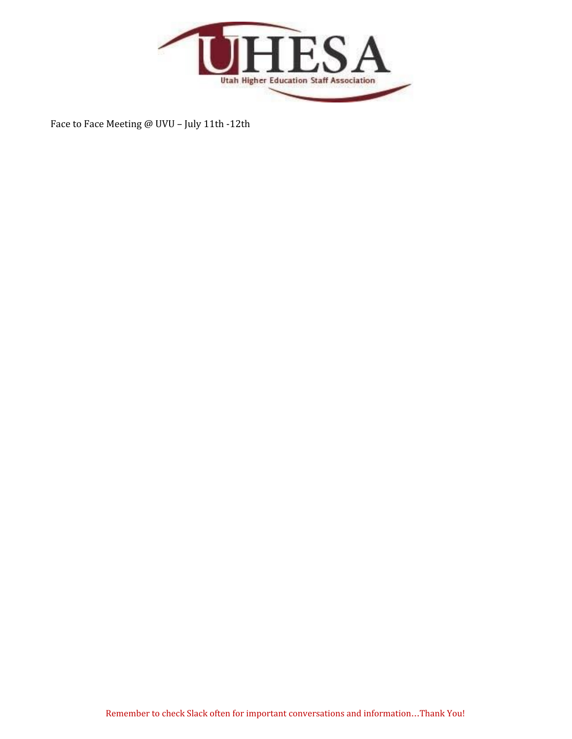Face to Face Meeting @ UVU – July 11th -12th

Remember to check Slack often for important conversations and information…Thank You!